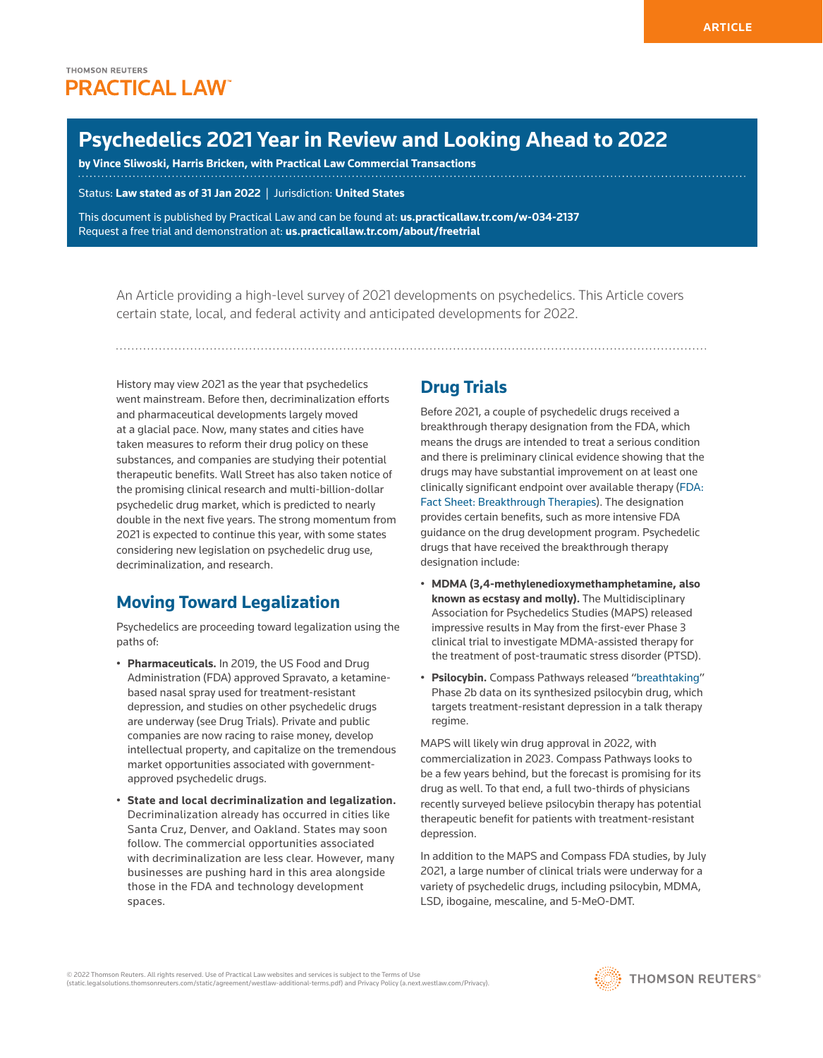# Psychedelics 2021 Year in Review and Looking Ahead to 2022

**by Vince Sliwoski, Harris Bricken, with Practical Law Commercial Transactions**

Status: **Law stated as of 31 Jan 2022** | Jurisdiction: **United States**

This document is published by Practical Law and can be found at: **us.practicallaw.tr.com/w-034-2137**
Request a free trial and demonstration at: **us.practicallaw.tr.com/about/freetrial**

An Article providing a high-level survey of 2021 developments on psychedelics. This Article covers certain state, local, and federal activity and anticipated developments for 2022.

History may view 2021 as the year that psychedelics went mainstream. Before then, decriminalization efforts and pharmaceutical developments largely moved at a glacial pace. Now, many states and cities have taken measures to reform their drug policy on these substances, and companies are studying their potential therapeutic benefits. Wall Street has also taken notice of the promising clinical research and multi-billion-dollar psychedelic drug market, which is predicted to nearly double in the next five years. The strong momentum from 2021 is expected to continue this year, with some states considering new legislation on psychedelic drug use, decriminalization, and research.

## Moving Toward Legalization

Psychedelics are proceeding toward legalization using the paths of:

- **Pharmaceuticals.** In 2019, the US Food and Drug Administration (FDA) approved Spravato, a ketamine-based nasal spray used for treatment-resistant depression, and studies on other psychedelic drugs are underway (see Drug Trials). Private and public companies are now racing to raise money, develop intellectual property, and capitalize on the tremendous market opportunities associated with government-approved psychedelic drugs.
- **State and local decriminalization and legalization.** Decriminalization already has occurred in cities like Santa Cruz, Denver, and Oakland. States may soon follow. The commercial opportunities associated with decriminalization are less clear. However, many businesses are pushing hard in this area alongside those in the FDA and technology development spaces.

## Drug Trials

Before 2021, a couple of psychedelic drugs received a breakthrough therapy designation from the FDA, which means the drugs are intended to treat a serious condition and there is preliminary clinical evidence showing that the drugs may have substantial improvement on at least one clinically significant endpoint over available therapy (FDA: Fact Sheet: Breakthrough Therapies). The designation provides certain benefits, such as more intensive FDA guidance on the drug development program. Psychedelic drugs that have received the breakthrough therapy designation include:

- **MDMA (3,4-methylenedioxymethamphetamine, also known as ecstasy and molly).** The Multidisciplinary Association for Psychedelics Studies (MAPS) released impressive results in May from the first-ever Phase 3 clinical trial to investigate MDMA-assisted therapy for the treatment of post-traumatic stress disorder (PTSD).
- **Psilocybin.** Compass Pathways released "breathtaking" Phase 2b data on its synthesized psilocybin drug, which targets treatment-resistant depression in a talk therapy regime.

MAPS will likely win drug approval in 2022, with commercialization in 2023. Compass Pathways looks to be a few years behind, but the forecast is promising for its drug as well. To that end, a full two-thirds of physicians recently surveyed believe psilocybin therapy has potential therapeutic benefit for patients with treatment-resistant depression.

In addition to the MAPS and Compass FDA studies, by July 2021, a large number of clinical trials were underway for a variety of psychedelic drugs, including psilocybin, MDMA, LSD, ibogaine, mescaline, and 5-MeO-DMT.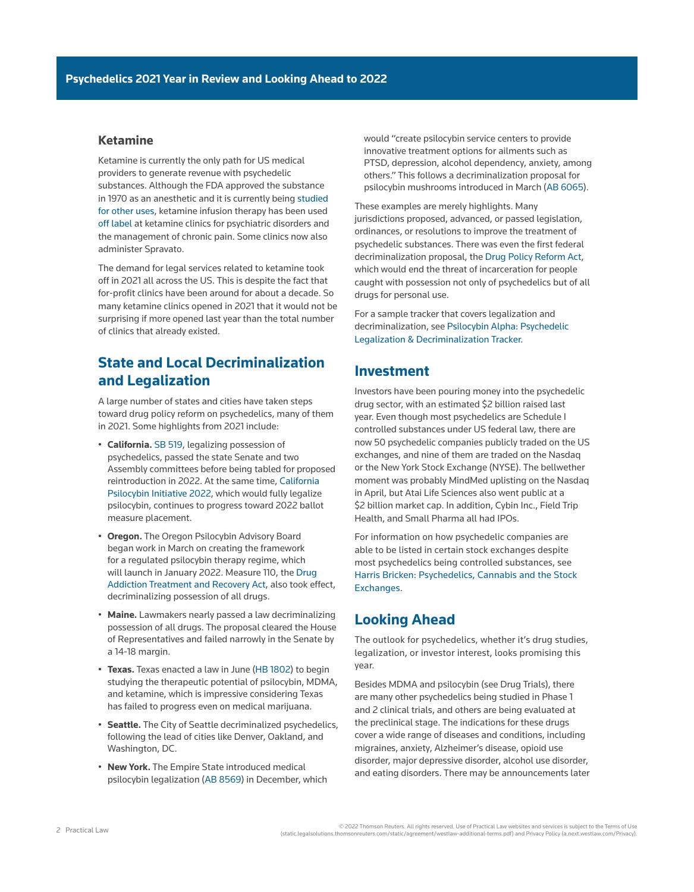## Ketamine

Ketamine is currently the only path for US medical providers to generate revenue with psychedelic substances. Although the FDA approved the substance in 1970 as an anesthetic and it is currently being studied for other uses, ketamine infusion therapy has been used off label at ketamine clinics for psychiatric disorders and the management of chronic pain. Some clinics now also administer Spravato.

The demand for legal services related to ketamine took off in 2021 all across the US. This is despite the fact that for-profit clinics have been around for about a decade. So many ketamine clinics opened in 2021 that it would not be surprising if more opened last year than the total number of clinics that already existed.

## State and Local Decriminalization and Legalization

A large number of states and cities have taken steps toward drug policy reform on psychedelics, many of them in 2021. Some highlights from 2021 include:

- **California.** SB 519, legalizing possession of psychedelics, passed the state Senate and two Assembly committees before being tabled for proposed reintroduction in 2022. At the same time, California Psilocybin Initiative 2022, which would fully legalize psilocybin, continues to progress toward 2022 ballot measure placement.
- **Oregon.** The Oregon Psilocybin Advisory Board began work in March on creating the framework for a regulated psilocybin therapy regime, which will launch in January 2022. Measure 110, the Drug Addiction Treatment and Recovery Act, also took effect, decriminalizing possession of all drugs.
- **Maine.** Lawmakers nearly passed a law decriminalizing possession of all drugs. The proposal cleared the House of Representatives and failed narrowly in the Senate by a 14-18 margin.
- **Texas.** Texas enacted a law in June (HB 1802) to begin studying the therapeutic potential of psilocybin, MDMA, and ketamine, which is impressive considering Texas has failed to progress even on medical marijuana.
- **Seattle.** The City of Seattle decriminalized psychedelics, following the lead of cities like Denver, Oakland, and Washington, DC.
- **New York.** The Empire State introduced medical psilocybin legalization (AB 8569) in December, which would "create psilocybin service centers to provide innovative treatment options for ailments such as PTSD, depression, alcohol dependency, anxiety, among others." This follows a decriminalization proposal for psilocybin mushrooms introduced in March (AB 6065).

These examples are merely highlights. Many jurisdictions proposed, advanced, or passed legislation, ordinances, or resolutions to improve the treatment of psychedelic substances. There was even the first federal decriminalization proposal, the Drug Policy Reform Act, which would end the threat of incarceration for people caught with possession not only of psychedelics but of all drugs for personal use.

For a sample tracker that covers legalization and decriminalization, see Psilocybin Alpha: Psychedelic Legalization & Decriminalization Tracker.

## Investment

Investors have been pouring money into the psychedelic drug sector, with an estimated $2 billion raised last year. Even though most psychedelics are Schedule I controlled substances under US federal law, there are now 50 psychedelic companies publicly traded on the US exchanges, and nine of them are traded on the Nasdaq or the New York Stock Exchange (NYSE). The bellwether moment was probably MindMed uplisting on the Nasdaq in April, but Atai Life Sciences also went public at a $2 billion market cap. In addition, Cybin Inc., Field Trip Health, and Small Pharma all had IPOs.

For information on how psychedelic companies are able to be listed in certain stock exchanges despite most psychedelics being controlled substances, see Harris Bricken: Psychedelics, Cannabis and the Stock Exchanges.

## Looking Ahead

The outlook for psychedelics, whether it's drug studies, legalization, or investor interest, looks promising this year.

Besides MDMA and psilocybin (see Drug Trials), there are many other psychedelics being studied in Phase 1 and 2 clinical trials, and others are being evaluated at the preclinical stage. The indications for these drugs cover a wide range of diseases and conditions, including migraines, anxiety, Alzheimer's disease, opioid use disorder, major depressive disorder, alcohol use disorder, and eating disorders. There may be announcements later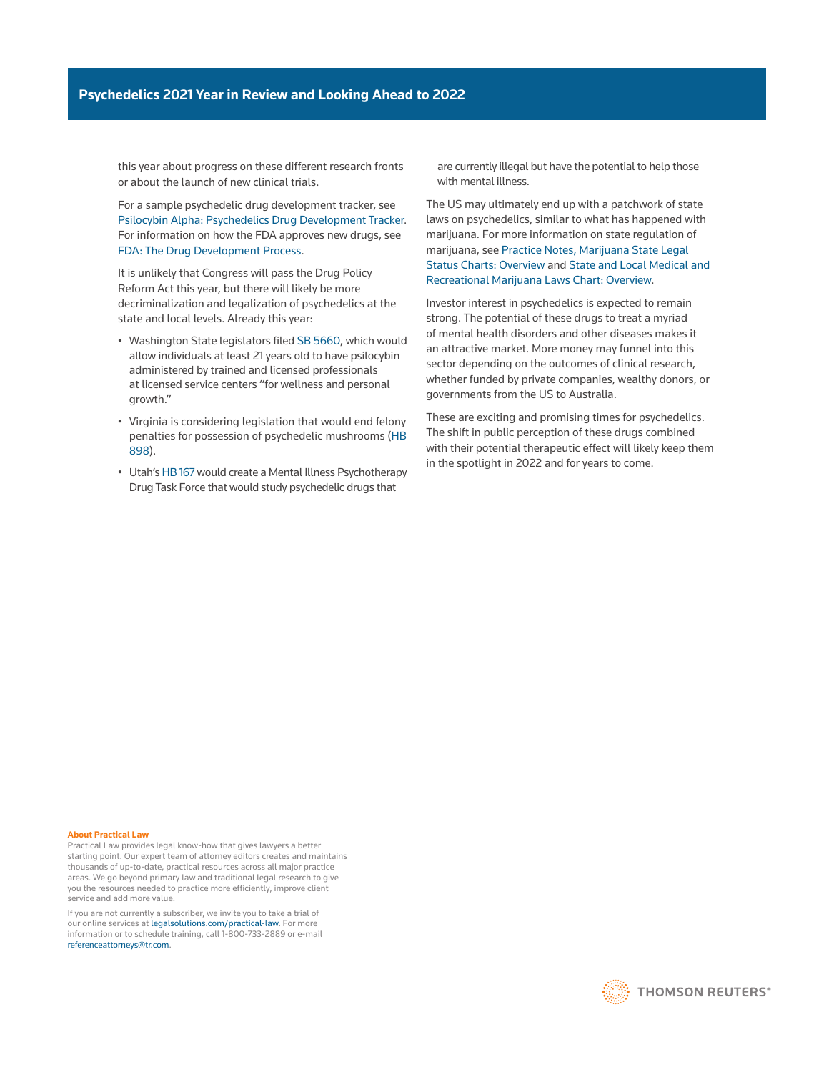this year about progress on these different research fronts or about the launch of new clinical trials.

For a sample psychedelic drug development tracker, see Psilocybin Alpha: Psychedelics Drug Development Tracker. For information on how the FDA approves new drugs, see FDA: The Drug Development Process.

It is unlikely that Congress will pass the Drug Policy Reform Act this year, but there will likely be more decriminalization and legalization of psychedelics at the state and local levels. Already this year:

- Washington State legislators filed SB 5660, which would allow individuals at least 21 years old to have psilocybin administered by trained and licensed professionals at licensed service centers "for wellness and personal growth."
- Virginia is considering legislation that would end felony penalties for possession of psychedelic mushrooms (HB 898).
- Utah's HB 167 would create a Mental Illness Psychotherapy Drug Task Force that would study psychedelic drugs that are currently illegal but have the potential to help those with mental illness.

The US may ultimately end up with a patchwork of state laws on psychedelics, similar to what has happened with marijuana. For more information on state regulation of marijuana, see Practice Notes, Marijuana State Legal Status Charts: Overview and State and Local Medical and Recreational Marijuana Laws Chart: Overview.

Investor interest in psychedelics is expected to remain strong. The potential of these drugs to treat a myriad of mental health disorders and other diseases makes it an attractive market. More money may funnel into this sector depending on the outcomes of clinical research, whether funded by private companies, wealthy donors, or governments from the US to Australia.

These are exciting and promising times for psychedelics. The shift in public perception of these drugs combined with their potential therapeutic effect will likely keep them in the spotlight in 2022 and for years to come.

**About Practical Law**

Practical Law provides legal know-how that gives lawyers a better starting point. Our expert team of attorney editors creates and maintains thousands of up-to-date, practical resources across all major practice areas. We go beyond primary law and traditional legal research to give you the resources needed to practice more efficiently, improve client service and add more value.

If you are not currently a subscriber, we invite you to take a trial of our online services at legalsolutions.com/practical-law. For more information or to schedule training, call 1-800-733-2889 or e-mail referenceattorneys@tr.com.

THOMSON REUTERS®